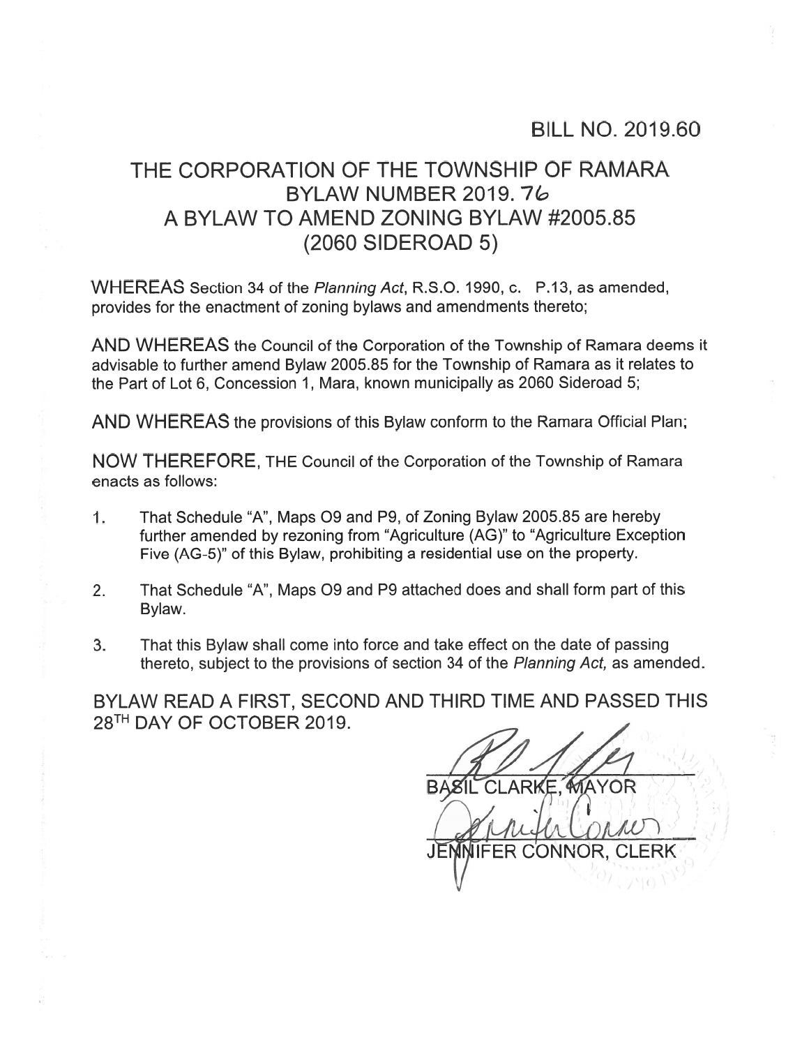BILL NO. 2019.60

# THE CORPORATION OF THE TOWNSHIP OF RAMARA
# BYLAW NUMBER 2019. 76
# A BYLAW TO AMEND ZONING BYLAW #2005.85
# (2060 SIDEROAD 5)

WHEREAS Section 34 of the *Planning Act*, R.S.O. 1990, c. P.13, as amended, provides for the enactment of zoning bylaws and amendments thereto;

AND WHEREAS the Council of the Corporation of the Township of Ramara deems it advisable to further amend Bylaw 2005.85 for the Township of Ramara as it relates to the Part of Lot 6, Concession 1, Mara, known municipally as 2060 Sideroad 5;

AND WHEREAS the provisions of this Bylaw conform to the Ramara Official Plan;

NOW THEREFORE, THE Council of the Corporation of the Township of Ramara enacts as follows:

1. That Schedule "A", Maps O9 and P9, of Zoning Bylaw 2005.85 are hereby further amended by rezoning from "Agriculture (AG)" to "Agriculture Exception Five (AG-5)" of this Bylaw, prohibiting a residential use on the property.

2. That Schedule "A", Maps O9 and P9 attached does and shall form part of this Bylaw.

3. That this Bylaw shall come into force and take effect on the date of passing thereto, subject to the provisions of section 34 of the *Planning Act,* as amended.

BYLAW READ A FIRST, SECOND AND THIRD TIME AND PASSED THIS 28TH DAY OF OCTOBER 2019.

BASIL CLARKE, MAYOR

JENNIFER CONNOR, CLERK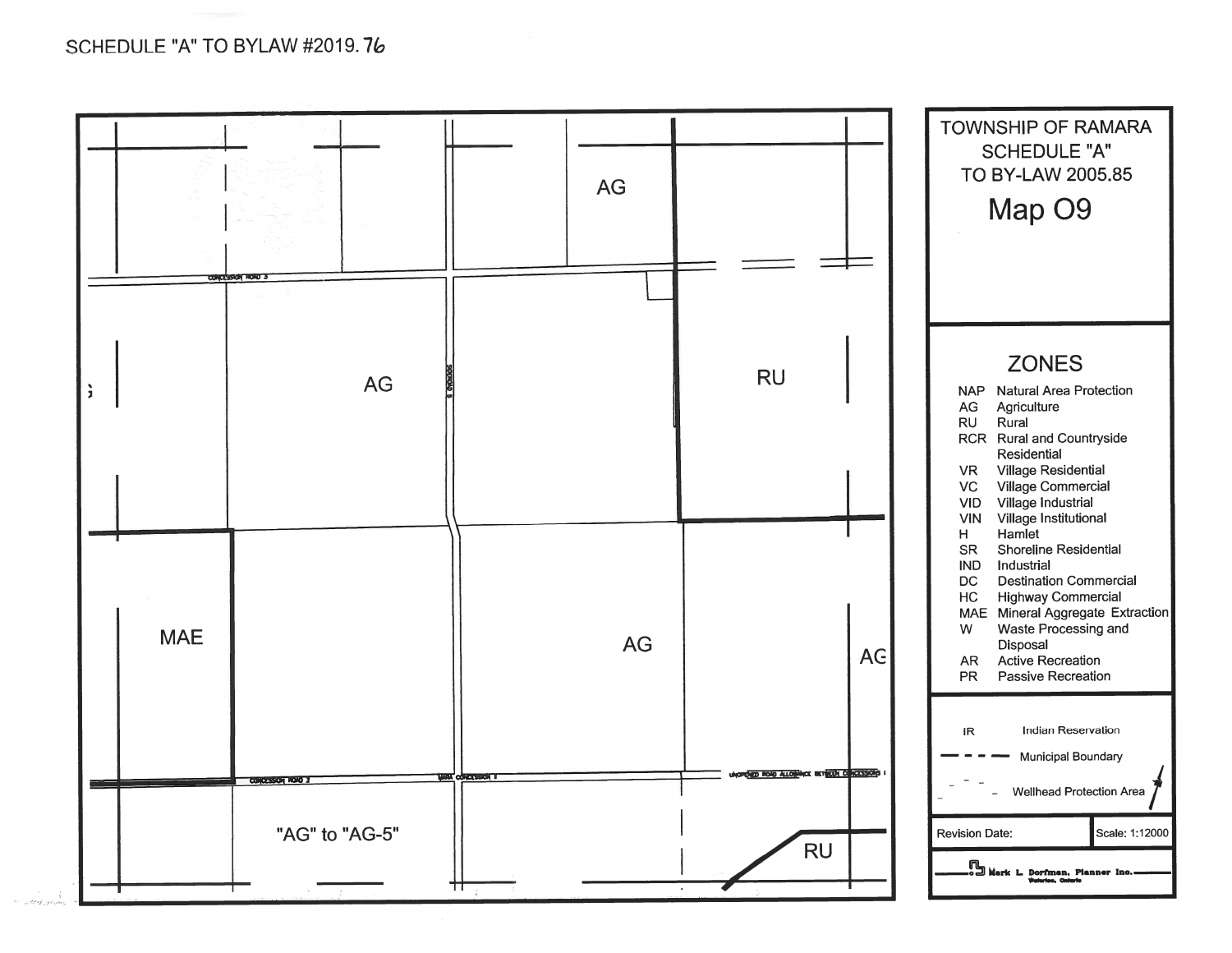SCHEDULE "A" TO BYLAW #2019.76

TOWNSHIP OF RAMARA
SCHEDULE "A"
TO BY-LAW 2005.85

# Map O9

AG

AG

RU

MAE

AG

AG

"AG" to "AG-5"

RU

CONCESSION ROAD 3

CONCESSION ROAD 2

MARA CONCESSION 1

UNOPENED ROAD ALLOWANCE BETWEEN CONCESSIONS I

## ZONES

| | |
|---|---|
| NAP | Natural Area Protection |
| AG | Agriculture |
| RU | Rural |
| RCR | Rural and Countryside Residential |
| VR | Village Residential |
| VC | Village Commercial |
| VID | Village Industrial |
| VIN | Village Institutional |
| H | Hamlet |
| SR | Shoreline Residential |
| IND | Industrial |
| DC | Destination Commercial |
| HC | Highway Commercial |
| MAE | Mineral Aggregate Extraction |
| W | Waste Processing and Disposal |
| AR | Active Recreation |
| PR | Passive Recreation |

IR Indian Reservation

Municipal Boundary

Wellhead Protection Area

Revision Date:

Scale: 1:12000

Mark L. Dorfman, Planner Inc.
Waterloo, Ontario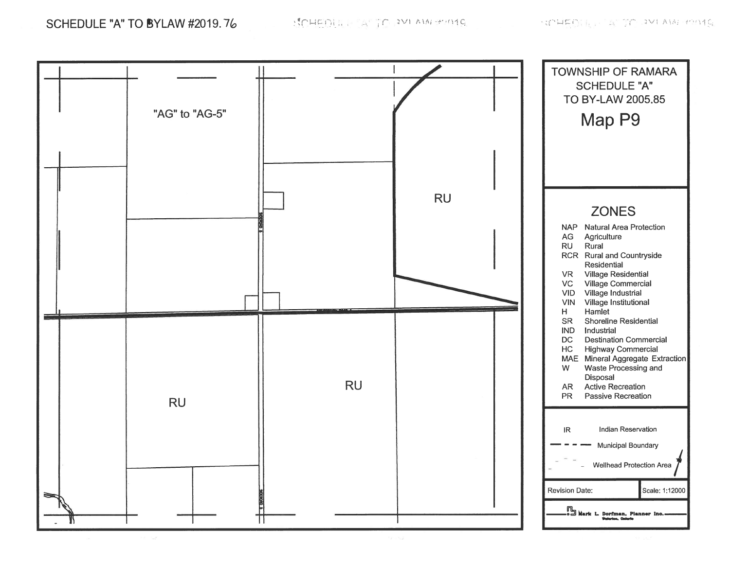SCHEDULE "A" TO BYLAW #2019.76

"AG" to "AG-5"

RU

RU

RU

TOWNSHIP OF RAMARA
SCHEDULE "A"
TO BY-LAW 2005.85

# Map P9

## ZONES

NAP Natural Area Protection
AG Agriculture
RU Rural
RCR Rural and Countryside Residential
VR Village Residential
VC Village Commercial
VID Village Industrial
VIN Village Institutional
H Hamlet
SR Shoreline Residential
IND Industrial
DC Destination Commercial
HC Highway Commercial
MAE Mineral Aggregate Extraction
W Waste Processing and Disposal
AR Active Recreation
PR Passive Recreation

IR Indian Reservation

Municipal Boundary

Wellhead Protection Area

Revision Date:

Scale: 1:12000

Mark L. Dorfman, Planner Inc.
Waterloo, Ontario